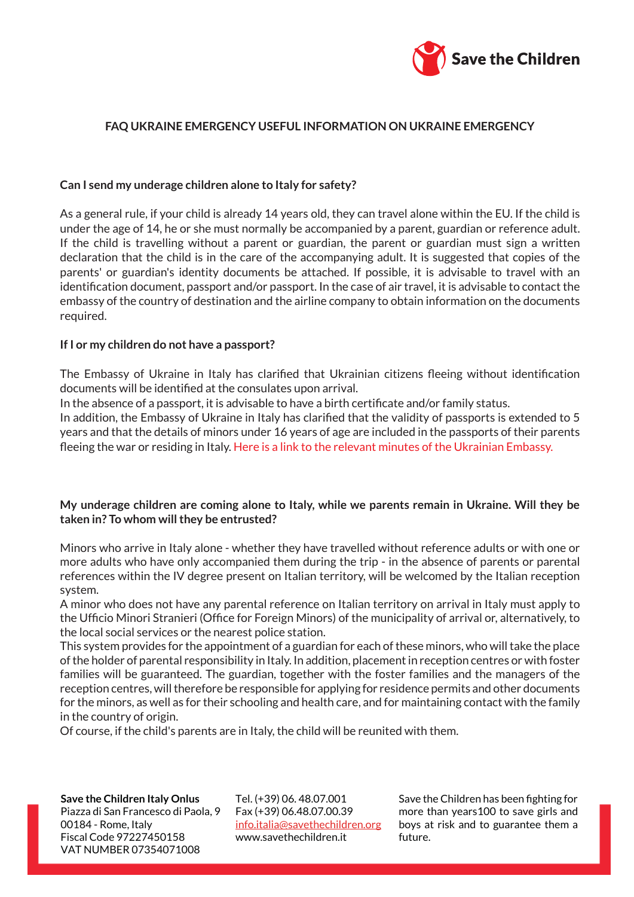# FAQ UKRAINE EMERGENCY USEFUL INFORMATION ON UKRAINE EMERGENCY

**Can I send my underage children alone to Italy for safety?**

As a general rule, if your child is already 14 years old, they can travel alone within the EU. If the child is under the age of 14, he or she must normally be accompanied by a parent, guardian or reference adult. If the child is travelling without a parent or guardian, the parent or guardian must sign a written declaration that the child is in the care of the accompanying adult. It is suggested that copies of the parents' or guardian's identity documents be attached. If possible, it is advisable to travel with an identification document, passport and/or passport. In the case of air travel, it is advisable to contact the embassy of the country of destination and the airline company to obtain information on the documents required.

**If I or my children do not have a passport?**

The Embassy of Ukraine in Italy has clarified that Ukrainian citizens fleeing without identification documents will be identified at the consulates upon arrival.

In the absence of a passport, it is advisable to have a birth certificate and/or family status.

In addition, the Embassy of Ukraine in Italy has clarified that the validity of passports is extended to 5 years and that the details of minors under 16 years of age are included in the passports of their parents fleeing the war or residing in Italy. Here is a link to the relevant minutes of the Ukrainian Embassy.

**My underage children are coming alone to Italy, while we parents remain in Ukraine. Will they be taken in? To whom will they be entrusted?**

Minors who arrive in Italy alone - whether they have travelled without reference adults or with one or more adults who have only accompanied them during the trip - in the absence of parents or parental references within the IV degree present on Italian territory, will be welcomed by the Italian reception system.

A minor who does not have any parental reference on Italian territory on arrival in Italy must apply to the Ufficio Minori Stranieri (Office for Foreign Minors) of the municipality of arrival or, alternatively, to the local social services or the nearest police station.

This system provides for the appointment of a guardian for each of these minors, who will take the place of the holder of parental responsibility in Italy. In addition, placement in reception centres or with foster families will be guaranteed. The guardian, together with the foster families and the managers of the reception centres, will therefore be responsible for applying for residence permits and other documents for the minors, as well as for their schooling and health care, and for maintaining contact with the family in the country of origin.

Of course, if the child's parents are in Italy, the child will be reunited with them.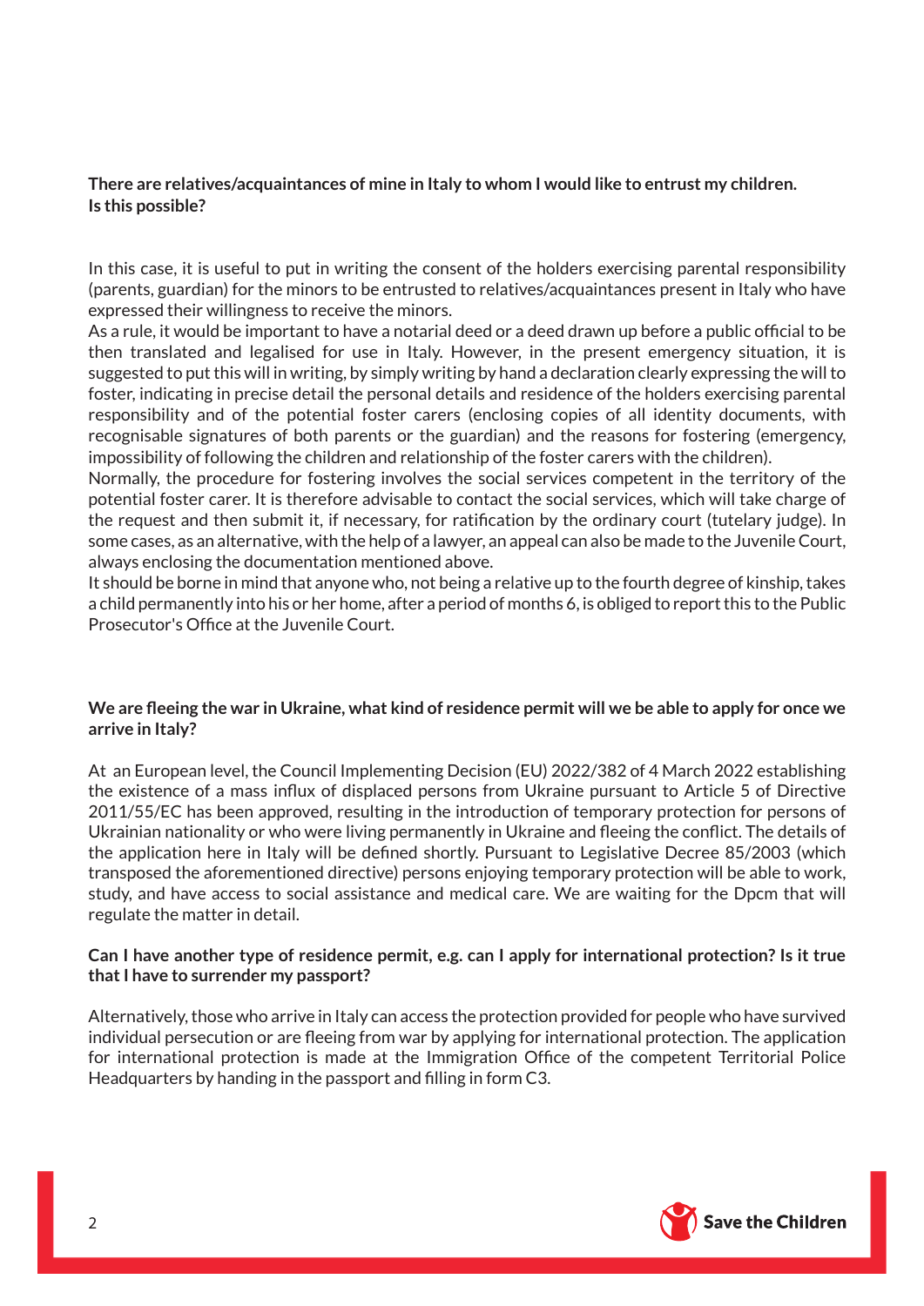**There are relatives/acquaintances of mine in Italy to whom I would like to entrust my children. Is this possible?**

In this case, it is useful to put in writing the consent of the holders exercising parental responsibility (parents, guardian) for the minors to be entrusted to relatives/acquaintances present in Italy who have expressed their willingness to receive the minors.
As a rule, it would be important to have a notarial deed or a deed drawn up before a public official to be then translated and legalised for use in Italy. However, in the present emergency situation, it is suggested to put this will in writing, by simply writing by hand a declaration clearly expressing the will to foster, indicating in precise detail the personal details and residence of the holders exercising parental responsibility and of the potential foster carers (enclosing copies of all identity documents, with recognisable signatures of both parents or the guardian) and the reasons for fostering (emergency, impossibility of following the children and relationship of the foster carers with the children).
Normally, the procedure for fostering involves the social services competent in the territory of the potential foster carer. It is therefore advisable to contact the social services, which will take charge of the request and then submit it, if necessary, for ratification by the ordinary court (tutelary judge). In some cases, as an alternative, with the help of a lawyer, an appeal can also be made to the Juvenile Court, always enclosing the documentation mentioned above.
It should be borne in mind that anyone who, not being a relative up to the fourth degree of kinship, takes a child permanently into his or her home, after a period of months 6, is obliged to report this to the Public Prosecutor's Office at the Juvenile Court.

**We are fleeing the war in Ukraine, what kind of residence permit will we be able to apply for once we arrive in Italy?**

At an European level, the Council Implementing Decision (EU) 2022/382 of 4 March 2022 establishing the existence of a mass influx of displaced persons from Ukraine pursuant to Article 5 of Directive 2011/55/EC has been approved, resulting in the introduction of temporary protection for persons of Ukrainian nationality or who were living permanently in Ukraine and fleeing the conflict. The details of the application here in Italy will be defined shortly. Pursuant to Legislative Decree 85/2003 (which transposed the aforementioned directive) persons enjoying temporary protection will be able to work, study, and have access to social assistance and medical care. We are waiting for the Dpcm that will regulate the matter in detail.

**Can I have another type of residence permit, e.g. can I apply for international protection? Is it true that I have to surrender my passport?**

Alternatively, those who arrive in Italy can access the protection provided for people who have survived individual persecution or are fleeing from war by applying for international protection. The application for international protection is made at the Immigration Office of the competent Territorial Police Headquarters by handing in the passport and filling in form C3.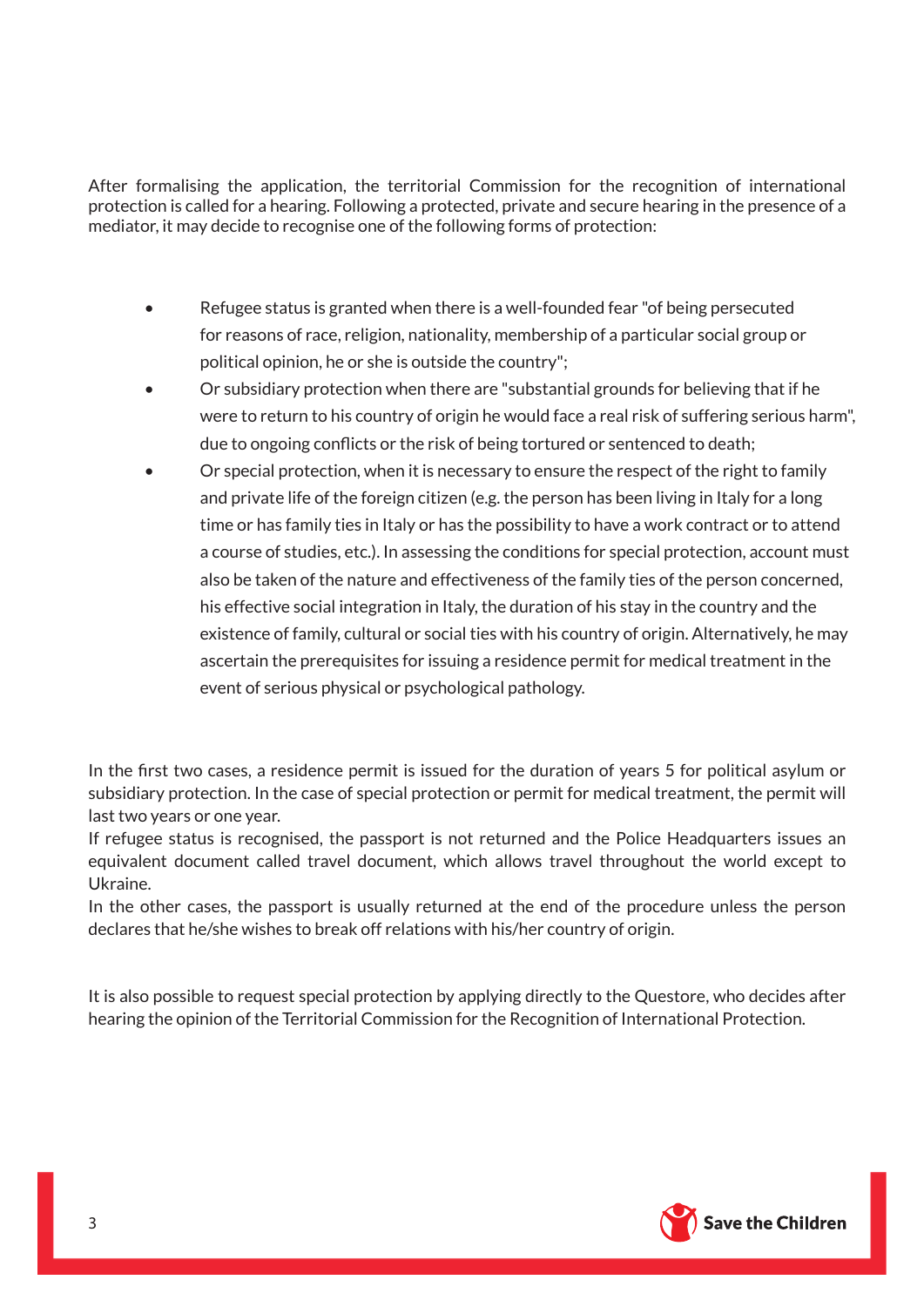After formalising the application, the territorial Commission for the recognition of international protection is called for a hearing. Following a protected, private and secure hearing in the presence of a mediator, it may decide to recognise one of the following forms of protection:

- Refugee status is granted when there is a well-founded fear "of being persecuted for reasons of race, religion, nationality, membership of a particular social group or political opinion, he or she is outside the country";
- Or subsidiary protection when there are "substantial grounds for believing that if he were to return to his country of origin he would face a real risk of suffering serious harm", due to ongoing conflicts or the risk of being tortured or sentenced to death;
- Or special protection, when it is necessary to ensure the respect of the right to family and private life of the foreign citizen (e.g. the person has been living in Italy for a long time or has family ties in Italy or has the possibility to have a work contract or to attend a course of studies, etc.). In assessing the conditions for special protection, account must also be taken of the nature and effectiveness of the family ties of the person concerned, his effective social integration in Italy, the duration of his stay in the country and the existence of family, cultural or social ties with his country of origin. Alternatively, he may ascertain the prerequisites for issuing a residence permit for medical treatment in the event of serious physical or psychological pathology.

In the first two cases, a residence permit is issued for the duration of years 5 for political asylum or subsidiary protection. In the case of special protection or permit for medical treatment, the permit will last two years or one year.
If refugee status is recognised, the passport is not returned and the Police Headquarters issues an equivalent document called travel document, which allows travel throughout the world except to Ukraine.
In the other cases, the passport is usually returned at the end of the procedure unless the person declares that he/she wishes to break off relations with his/her country of origin.

It is also possible to request special protection by applying directly to the Questore, who decides after hearing the opinion of the Territorial Commission for the Recognition of International Protection.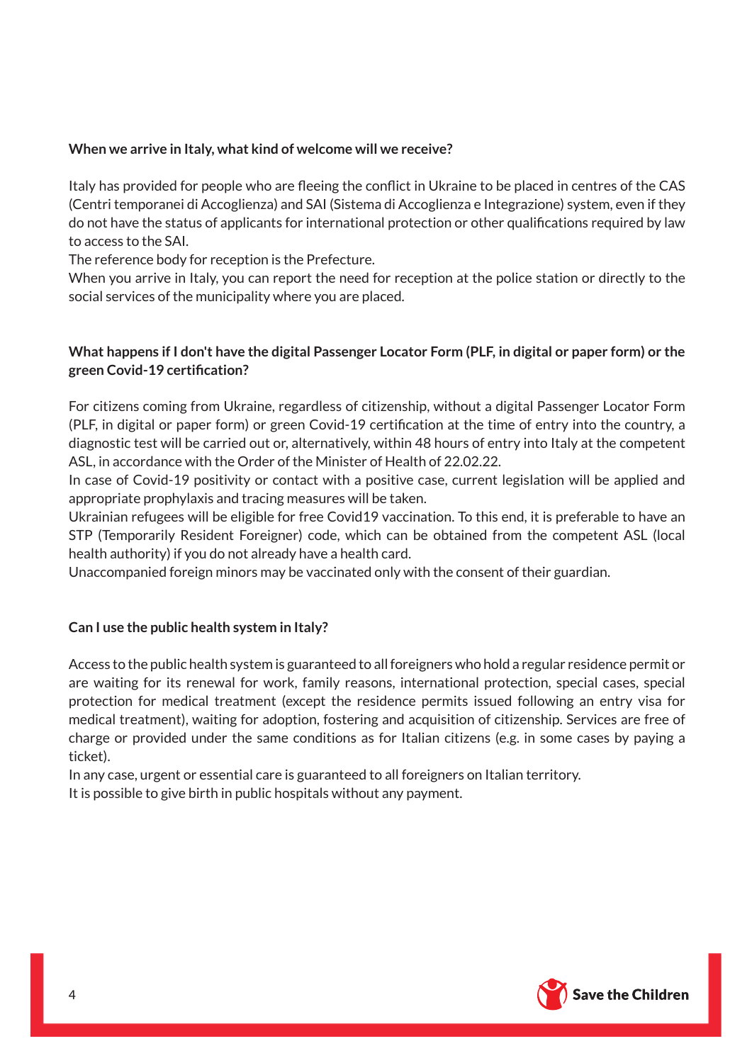**When we arrive in Italy, what kind of welcome will we receive?**

Italy has provided for people who are fleeing the conflict in Ukraine to be placed in centres of the CAS (Centri temporanei di Accoglienza) and SAI (Sistema di Accoglienza e Integrazione) system, even if they do not have the status of applicants for international protection or other qualifications required by law to access to the SAI.
The reference body for reception is the Prefecture.
When you arrive in Italy, you can report the need for reception at the police station or directly to the social services of the municipality where you are placed.

**What happens if I don't have the digital Passenger Locator Form (PLF, in digital or paper form) or the green Covid-19 certification?**

For citizens coming from Ukraine, regardless of citizenship, without a digital Passenger Locator Form (PLF, in digital or paper form) or green Covid-19 certification at the time of entry into the country, a diagnostic test will be carried out or, alternatively, within 48 hours of entry into Italy at the competent ASL, in accordance with the Order of the Minister of Health of 22.02.22.
In case of Covid-19 positivity or contact with a positive case, current legislation will be applied and appropriate prophylaxis and tracing measures will be taken.
Ukrainian refugees will be eligible for free Covid19 vaccination. To this end, it is preferable to have an STP (Temporarily Resident Foreigner) code, which can be obtained from the competent ASL (local health authority) if you do not already have a health card.
Unaccompanied foreign minors may be vaccinated only with the consent of their guardian.

**Can I use the public health system in Italy?**

Access to the public health system is guaranteed to all foreigners who hold a regular residence permit or are waiting for its renewal for work, family reasons, international protection, special cases, special protection for medical treatment (except the residence permits issued following an entry visa for medical treatment), waiting for adoption, fostering and acquisition of citizenship. Services are free of charge or provided under the same conditions as for Italian citizens (e.g. in some cases by paying a ticket).
In any case, urgent or essential care is guaranteed to all foreigners on Italian territory.
It is possible to give birth in public hospitals without any payment.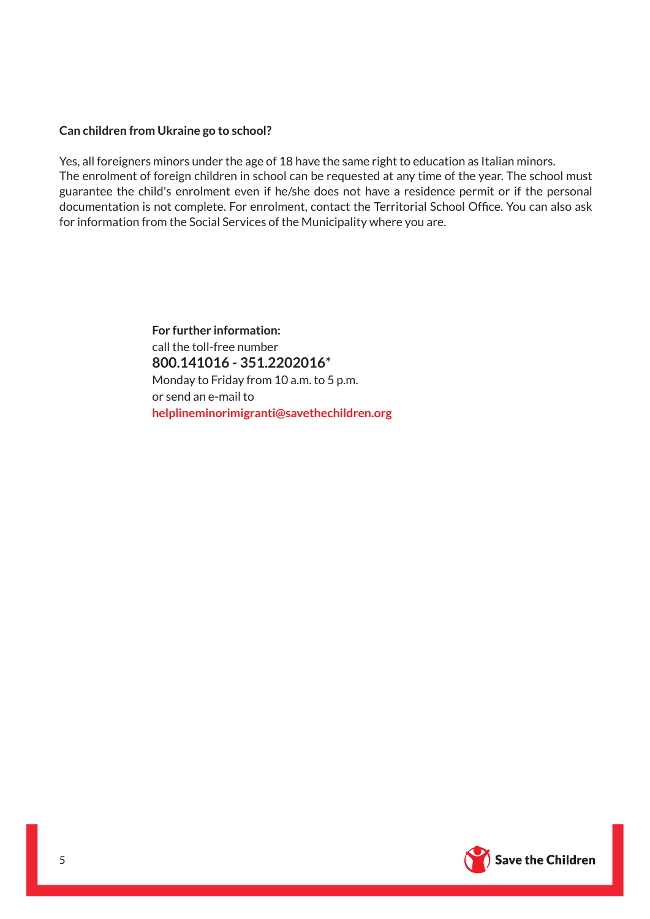**Can children from Ukraine go to school?**

Yes, all foreigners minors under the age of 18 have the same right to education as Italian minors.
The enrolment of foreign children in school can be requested at any time of the year. The school must guarantee the child's enrolment even if he/she does not have a residence permit or if the personal documentation is not complete. For enrolment, contact the Territorial School Office. You can also ask for information from the Social Services of the Municipality where you are.

**For further information:**
call the toll-free number
**800.141016 - 351.2202016***
Monday to Friday from 10 a.m. to 5 p.m.
or send an e-mail to
**helplineminorimigranti@savethechildren.org**

Save the Children